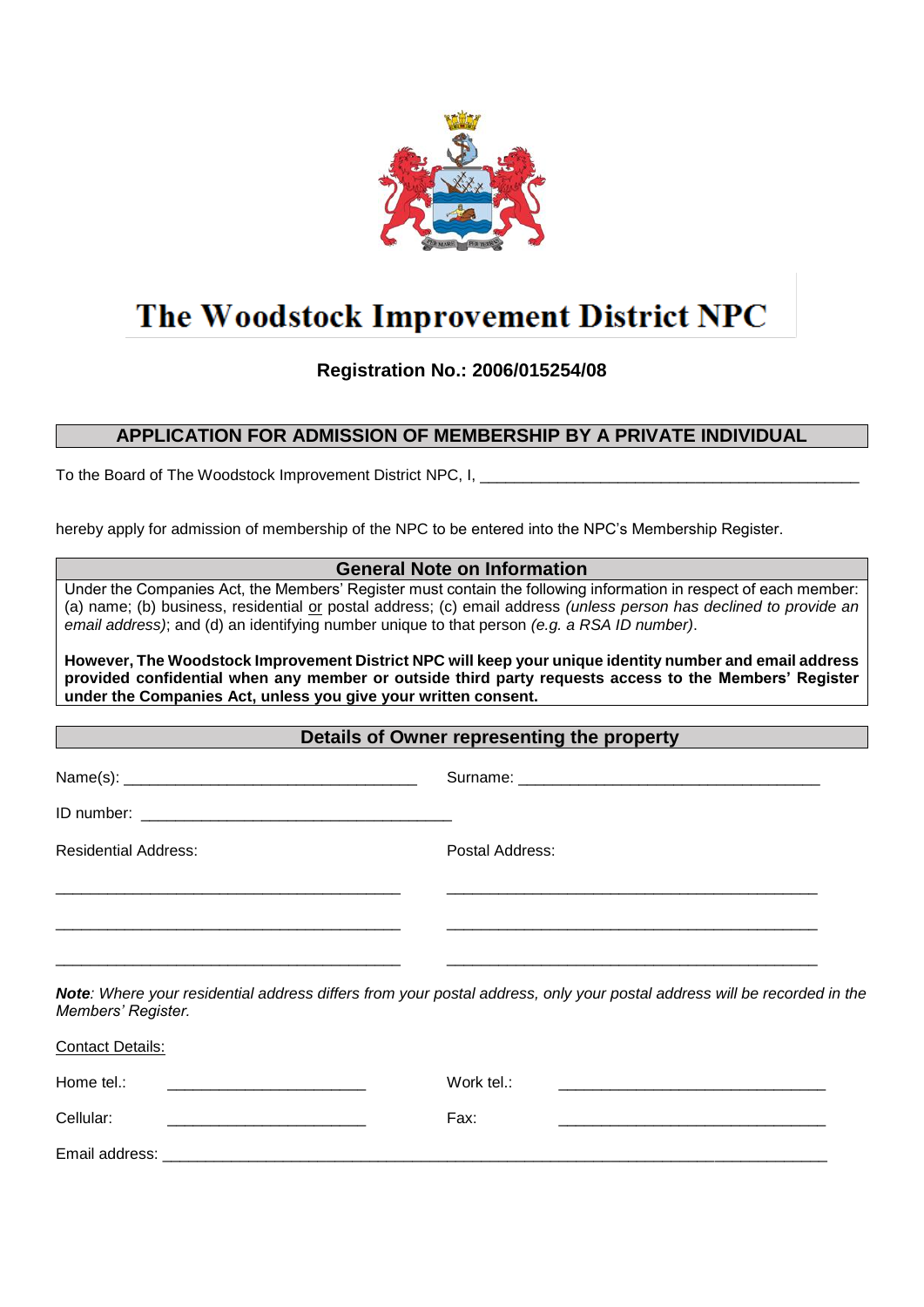# The Woodstock Improvement District NPC

**Registration No.: 2006/015254/08**

## APPLICATION FOR ADMISSION OF MEMBERSHIP BY A PRIVATE INDIVIDUAL

To the Board of The Woodstock Improvement District NPC, I, ___________________________________________

hereby apply for admission of membership of the NPC to be entered into the NPC's Membership Register.

### General Note on Information

Under the Companies Act, the Members' Register must contain the following information in respect of each member: (a) name; (b) business, residential or postal address; (c) email address *(unless person has declined to provide an email address)*; and (d) an identifying number unique to that person *(e.g. a RSA ID number)*.

**However, The Woodstock Improvement District NPC will keep your unique identity number and email address provided confidential when any member or outside third party requests access to the Members' Register under the Companies Act, unless you give your written consent.**

### Details of Owner representing the property

Name(s): ________________________________ Surname: __________________________________

ID number: __________________________________

Residential Address:

_______________________________________

_______________________________________

_______________________________________

Postal Address:

__________________________________________

__________________________________________

__________________________________________

***Note**: Where your residential address differs from your postal address, only your postal address will be recorded in the Members' Register.*

Contact Details:

Home tel.: ______________________ Work tel.: ______________________________

Cellular: ______________________ Fax: ______________________________

Email address: ___________________________________________________________________________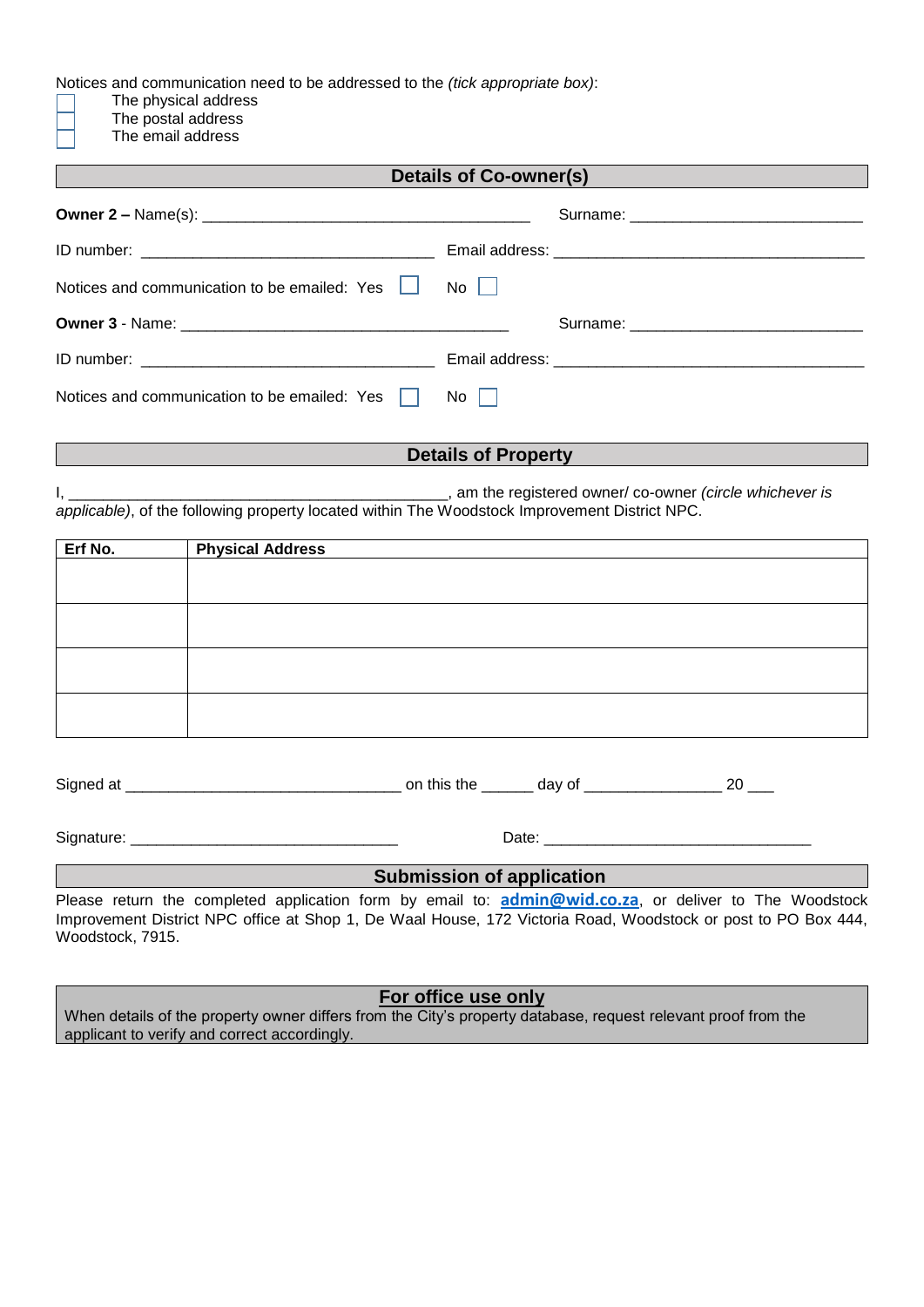Notices and communication need to be addressed to the *(tick appropriate box)*:

- ☐ The physical address
- ☐ The postal address
- ☐ The email address

## Details of Co-owner(s)

**Owner 2 –** Name(s): ______________________________________ Surname: ___________________________

ID number: __________________________________ Email address: ____________________________________

Notices and communication to be emailed: Yes ☐ No ☐

**Owner 3** - Name: ______________________________________ Surname: ___________________________

ID number: __________________________________ Email address: ____________________________________

Notices and communication to be emailed: Yes ☐ No ☐

## Details of Property

I, ______________________________________________, am the registered owner/ co-owner *(circle whichever is applicable)*, of the following property located within The Woodstock Improvement District NPC.

| Erf No. | Physical Address |
|---|---|
| | |
| | |
| | |
| | |

Signed at ________________________________ on this the ______ day of ________________ 20 ___

Signature: _______________________________ Date: _______________________________

## Submission of application

Please return the completed application form by email to: **admin@wid.co.za**, or deliver to The Woodstock Improvement District NPC office at Shop 1, De Waal House, 172 Victoria Road, Woodstock or post to PO Box 444, Woodstock, 7915.

## For office use only

When details of the property owner differs from the City's property database, request relevant proof from the applicant to verify and correct accordingly.